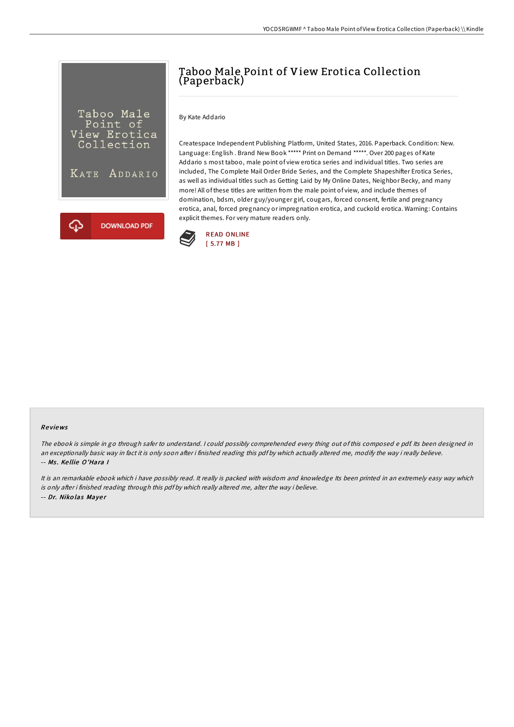# Taboo Male Point of View Erotica Collection (Paperback)

By Kate Addario

Createspace Independent Publishing Platform, United States, 2016. Paperback. Condition: New. Language: English . Brand New Book ***** Print on Demand *****. Over 200 pages of Kate Addario s most taboo, male point of view erotica series and individual titles. Two series are included, The Complete Mail Order Bride Series, and the Complete Shapeshifter Erotica Series, as well as individual titles such as Getting Laid by My Online Dates, Neighbor Becky, and many more! All of these titles are written from the male point of view, and include themes of domination, bdsm, older guy/younger girl, cougars, forced consent, fertile and pregnancy erotica, anal, forced pregnancy or impregnation erotica, and cuckold erotica. Warning: Contains explicit themes. For very mature readers only.

DOWNLOAD PDF

READ ONLINE
[ 5.77 MB ]

### Reviews

*The ebook is simple in go through safer to understand. I could possibly comprehended every thing out of this composed e pdf. Its been designed in an exceptionally basic way in fact it is only soon after i finished reading this pdf by which actually altered me, modify the way i really believe.*
*-- Ms. Kellie O'Hara I*

*It is an remarkable ebook which i have possibly read. It really is packed with wisdom and knowledge Its been printed in an extremely easy way which is only after i finished reading through this pdf by which really altered me, alter the way i believe.*
*-- Dr. Nikolas Mayer*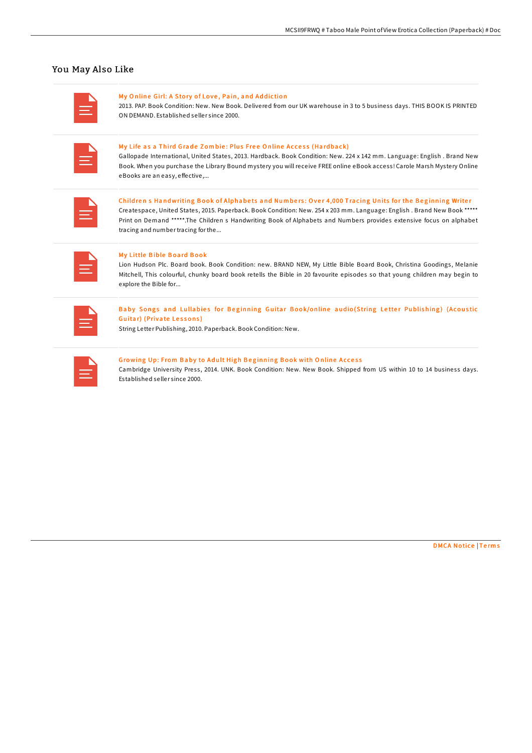## You May Also Like

### My Online Girl: A Story of Love, Pain, and Addiction

2013. PAP. Book Condition: New. New Book. Delivered from our UK warehouse in 3 to 5 business days. THIS BOOK IS PRINTED ON DEMAND. Established seller since 2000.

### My Life as a Third Grade Zombie: Plus Free Online Access (Hardback)

Gallopade International, United States, 2013. Hardback. Book Condition: New. 224 x 142 mm. Language: English . Brand New Book. When you purchase the Library Bound mystery you will receive FREE online eBook access! Carole Marsh Mystery Online eBooks are an easy, effective,...

### Children s Handwriting Book of Alphabets and Numbers: Over 4,000 Tracing Units for the Beginning Writer

Createspace, United States, 2015. Paperback. Book Condition: New. 254 x 203 mm. Language: English . Brand New Book ***** Print on Demand *****.The Children s Handwriting Book of Alphabets and Numbers provides extensive focus on alphabet tracing and number tracing for the...

### My Little Bible Board Book

Lion Hudson Plc. Board book. Book Condition: new. BRAND NEW, My Little Bible Board Book, Christina Goodings, Melanie Mitchell, This colourful, chunky board book retells the Bible in 20 favourite episodes so that young children may begin to explore the Bible for...

### Baby Songs and Lullabies for Beginning Guitar Book/online audio(String Letter Publishing) (Acoustic Guitar) (Private Lessons)

String Letter Publishing, 2010. Paperback. Book Condition: New.

### Growing Up: From Baby to Adult High Beginning Book with Online Access

Cambridge University Press, 2014. UNK. Book Condition: New. New Book. Shipped from US within 10 to 14 business days. Established seller since 2000.

DMCA Notice | Terms